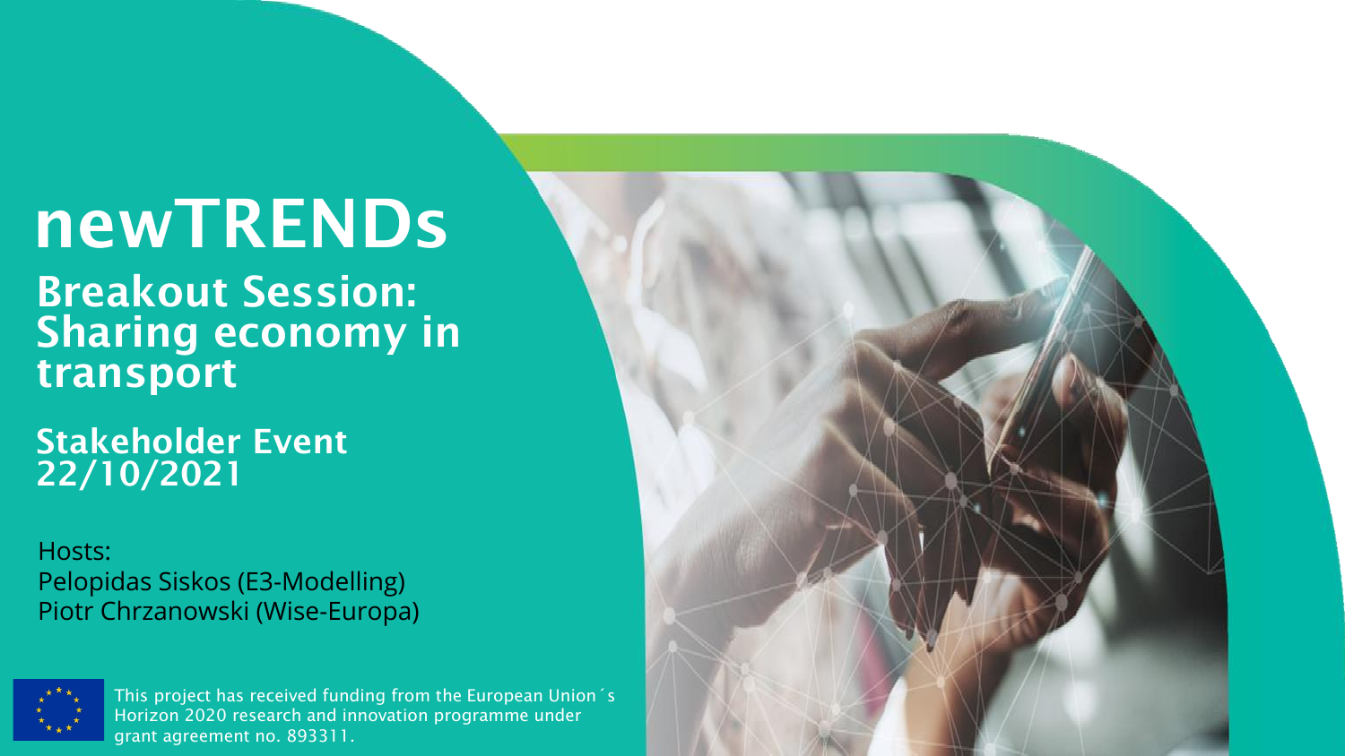# newTRENDs

## Breakout Session: Sharing economy in transport

## Stakeholder Event 22/10/2021

Hosts:
Pelopidas Siskos (E3-Modelling)
Piotr Chrzanowski (Wise-Europa)

This project has received funding from the European Union´s Horizon 2020 research and innovation programme under grant agreement no. 893311.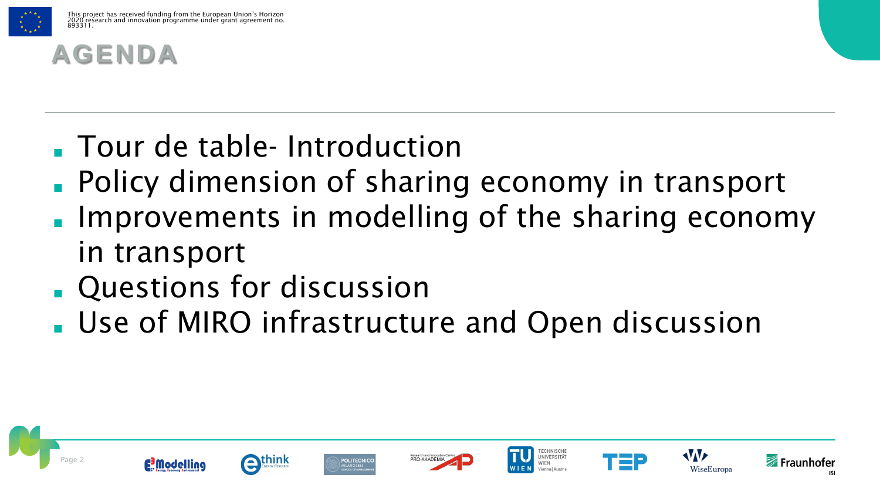# AGENDA

- Tour de table- Introduction
- Policy dimension of sharing economy in transport
- Improvements in modelling of the sharing economy in transport
- Questions for discussion
- Use of MIRO infrastructure and Open discussion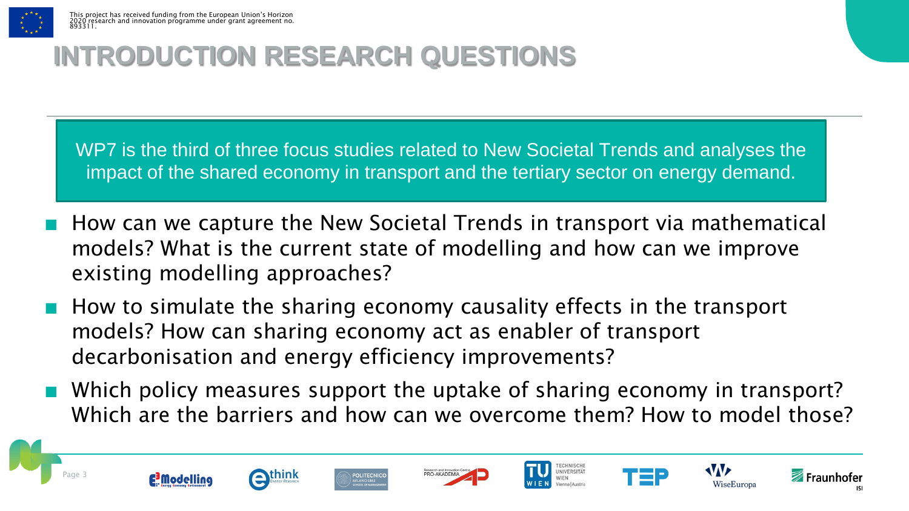# INTRODUCTION RESEARCH QUESTIONS

WP7 is the third of three focus studies related to New Societal Trends and analyses the impact of the shared economy in transport and the tertiary sector on energy demand.

- How can we capture the New Societal Trends in transport via mathematical models? What is the current state of modelling and how can we improve existing modelling approaches?
- How to simulate the sharing economy causality effects in the transport models? How can sharing economy act as enabler of transport decarbonisation and energy efficiency improvements?
- Which policy measures support the uptake of sharing economy in transport? Which are the barriers and how can we overcome them? How to model those?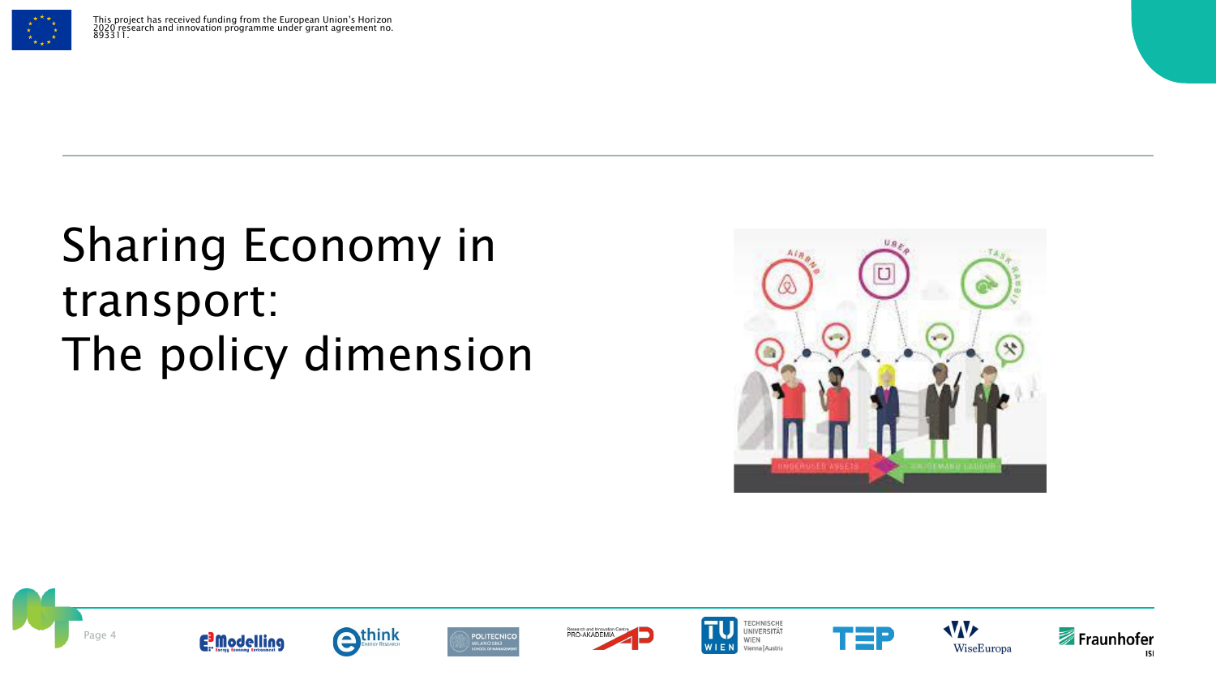# Sharing Economy in transport: The policy dimension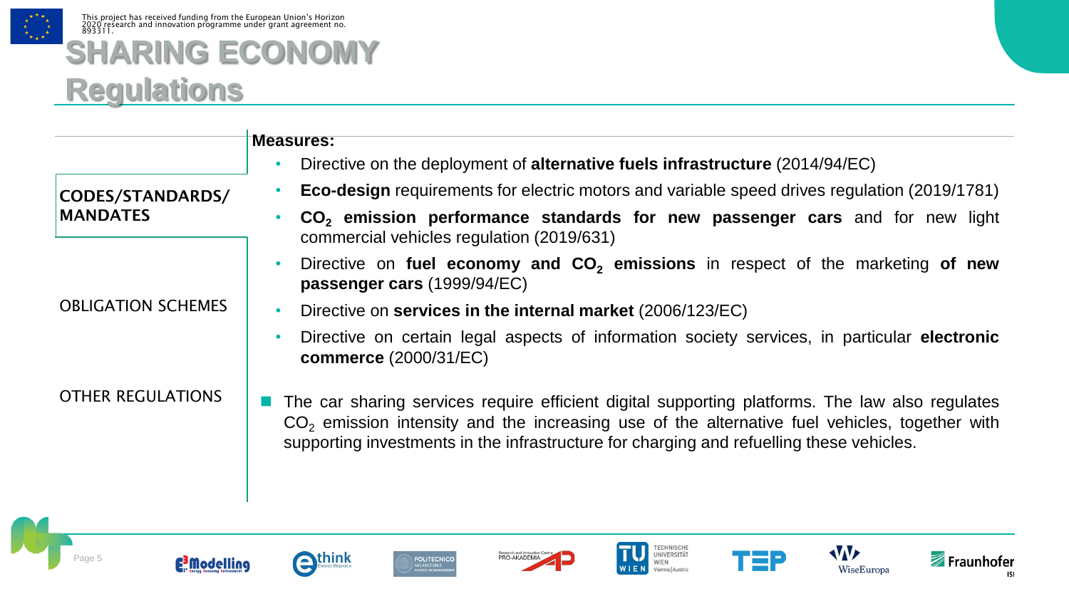# SHARING ECONOMY

## Regulations

CODES/STANDARDS/ MANDATES

OBLIGATION SCHEMES

OTHER REGULATIONS

**Measures:**

- Directive on the deployment of **alternative fuels infrastructure** (2014/94/EC)
- **Eco-design** requirements for electric motors and variable speed drives regulation (2019/1781)
- **$CO_2$ emission performance standards for new passenger cars** and for new light commercial vehicles regulation (2019/631)
- Directive on **fuel economy and $CO_2$ emissions** in respect of the marketing **of new passenger cars** (1999/94/EC)
- Directive on **services in the internal market** (2006/123/EC)
- Directive on certain legal aspects of information society services, in particular **electronic commerce** (2000/31/EC)

- The car sharing services require efficient digital supporting platforms. The law also regulates $CO_2$ emission intensity and the increasing use of the alternative fuel vehicles, together with supporting investments in the infrastructure for charging and refuelling these vehicles.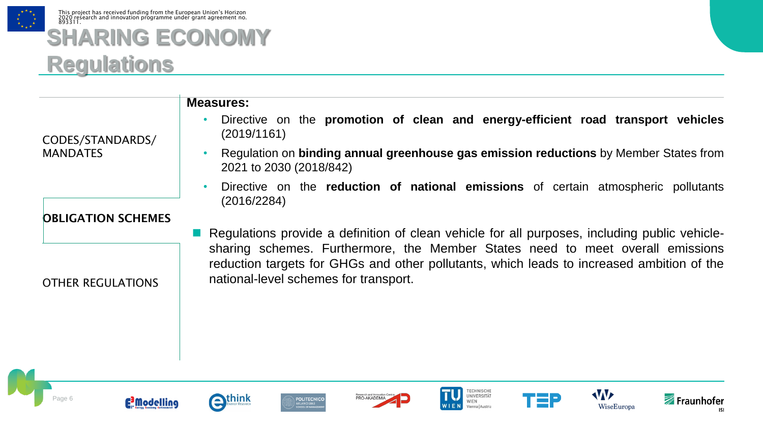# SHARING ECONOMY

## Regulations

CODES/STANDARDS/ MANDATES

**OBLIGATION SCHEMES**

OTHER REGULATIONS

**Measures:**

- Directive on the **promotion of clean and energy-efficient road transport vehicles** (2019/1161)
- Regulation on **binding annual greenhouse gas emission reductions** by Member States from 2021 to 2030 (2018/842)
- Directive on the **reduction of national emissions** of certain atmospheric pollutants (2016/2284)

- Regulations provide a definition of clean vehicle for all purposes, including public vehicle-sharing schemes. Furthermore, the Member States need to meet overall emissions reduction targets for GHGs and other pollutants, which leads to increased ambition of the national-level schemes for transport.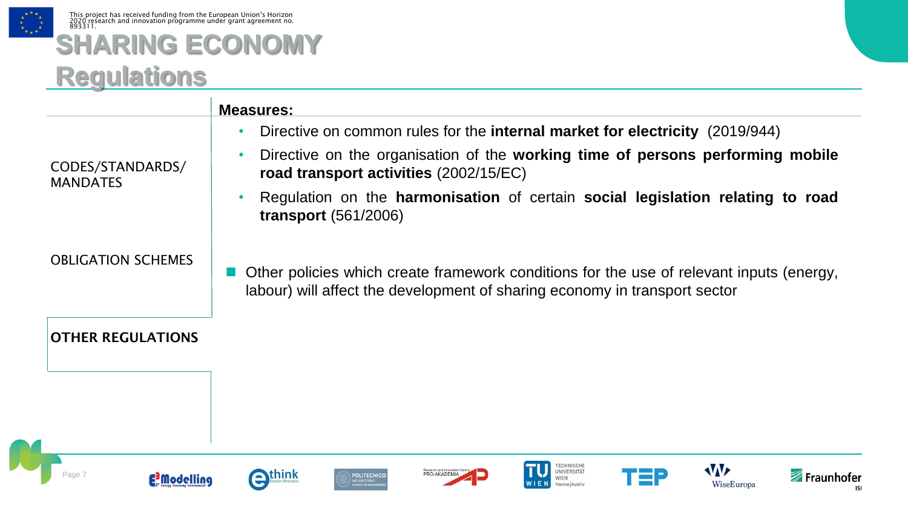# SHARING ECONOMY
## Regulations

CODES/STANDARDS/ MANDATES

OBLIGATION SCHEMES

**OTHER REGULATIONS**

**Measures:**

- Directive on common rules for the **internal market for electricity** (2019/944)
- Directive on the organisation of the **working time of persons performing mobile road transport activities** (2002/15/EC)
- Regulation on the **harmonisation** of certain **social legislation relating to road transport** (561/2006)

- Other policies which create framework conditions for the use of relevant inputs (energy, labour) will affect the development of sharing economy in transport sector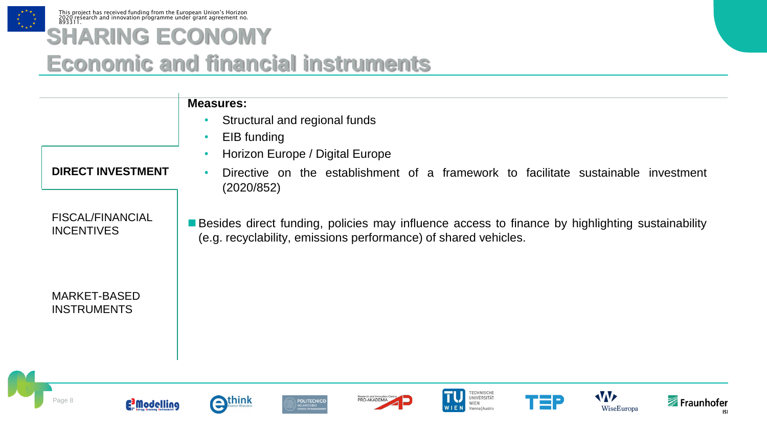# SHARING ECONOMY

## Economic and financial instruments

**DIRECT INVESTMENT**

FISCAL/FINANCIAL INCENTIVES

MARKET-BASED INSTRUMENTS

**Measures:**

- Structural and regional funds
- EIB funding
- Horizon Europe / Digital Europe
- Directive on the establishment of a framework to facilitate sustainable investment (2020/852)

- Besides direct funding, policies may influence access to finance by highlighting sustainability (e.g. recyclability, emissions performance) of shared vehicles.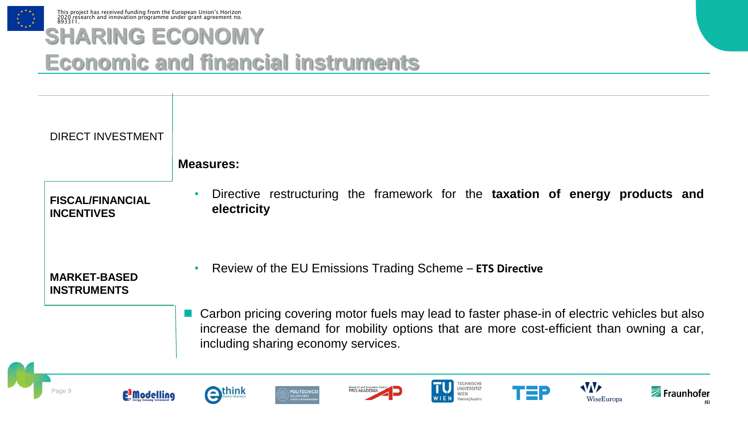# SHARING ECONOMY
## Economic and financial instruments

DIRECT INVESTMENT

**FISCAL/FINANCIAL INCENTIVES**

**MARKET-BASED INSTRUMENTS**

**Measures:**

- Directive restructuring the framework for the **taxation of energy products and electricity**
- Review of the EU Emissions Trading Scheme – **ETS Directive**

- Carbon pricing covering motor fuels may lead to faster phase-in of electric vehicles but also increase the demand for mobility options that are more cost-efficient than owning a car, including sharing economy services.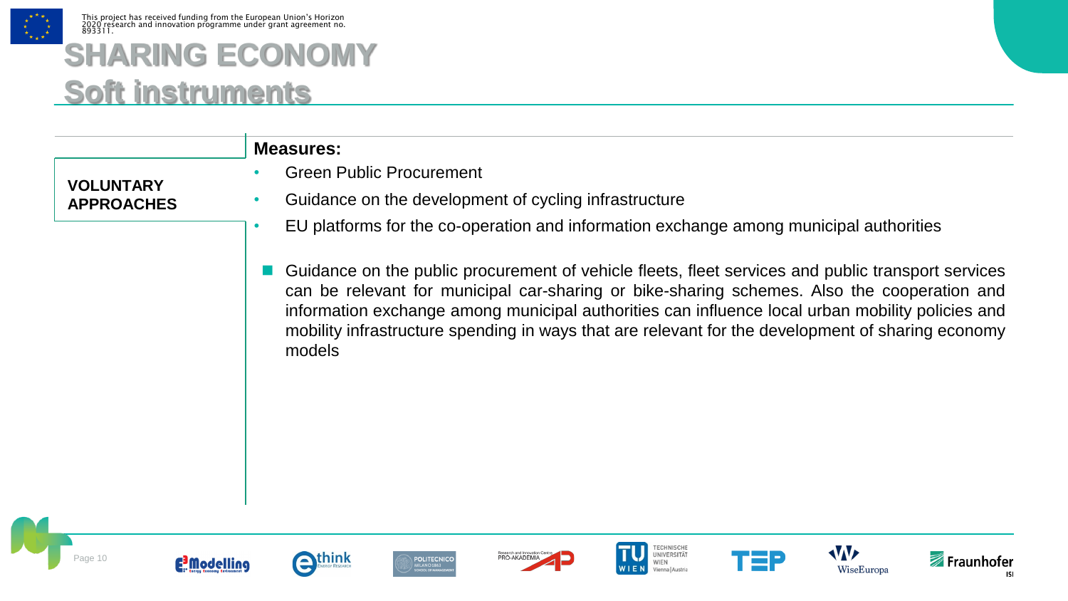# SHARING ECONOMY
## Soft instruments

**VOLUNTARY APPROACHES**

**Measures:**

- Green Public Procurement
- Guidance on the development of cycling infrastructure
- EU platforms for the co-operation and information exchange among municipal authorities

- Guidance on the public procurement of vehicle fleets, fleet services and public transport services can be relevant for municipal car-sharing or bike-sharing schemes. Also the cooperation and information exchange among municipal authorities can influence local urban mobility policies and mobility infrastructure spending in ways that are relevant for the development of sharing economy models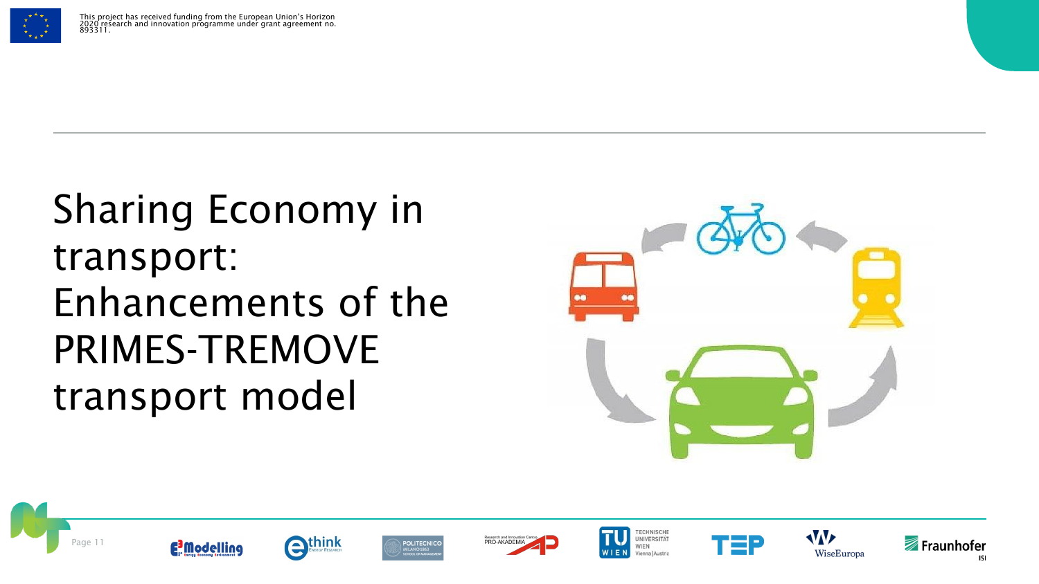# Sharing Economy in transport: Enhancements of the PRIMES-TREMOVE transport model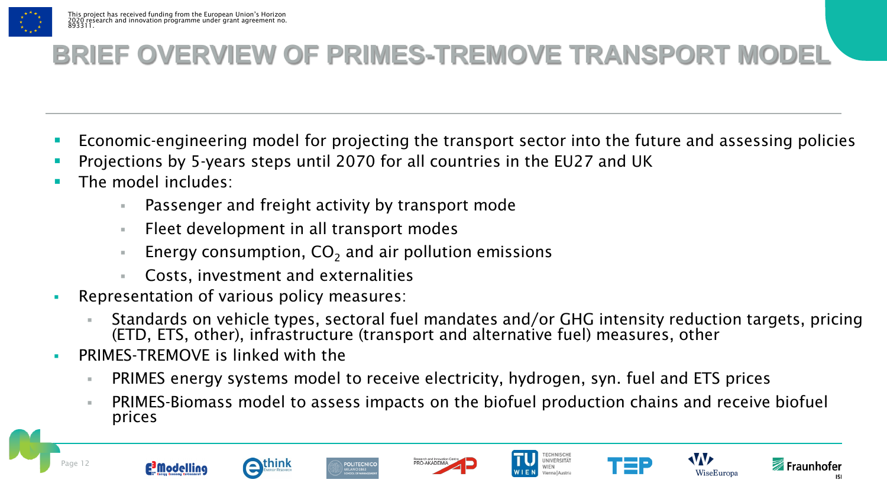# BRIEF OVERVIEW OF PRIMES-TREMOVE TRANSPORT MODEL

- Economic-engineering model for projecting the transport sector into the future and assessing policies
- Projections by 5-years steps until 2070 for all countries in the EU27 and UK
- The model includes:
  - Passenger and freight activity by transport mode
  - Fleet development in all transport modes
  - Energy consumption, $CO_2$ and air pollution emissions
  - Costs, investment and externalities
- Representation of various policy measures:
  - Standards on vehicle types, sectoral fuel mandates and/or GHG intensity reduction targets, pricing (ETD, ETS, other), infrastructure (transport and alternative fuel) measures, other
- PRIMES-TREMOVE is linked with the
  - PRIMES energy systems model to receive electricity, hydrogen, syn. fuel and ETS prices
  - PRIMES-Biomass model to assess impacts on the biofuel production chains and receive biofuel prices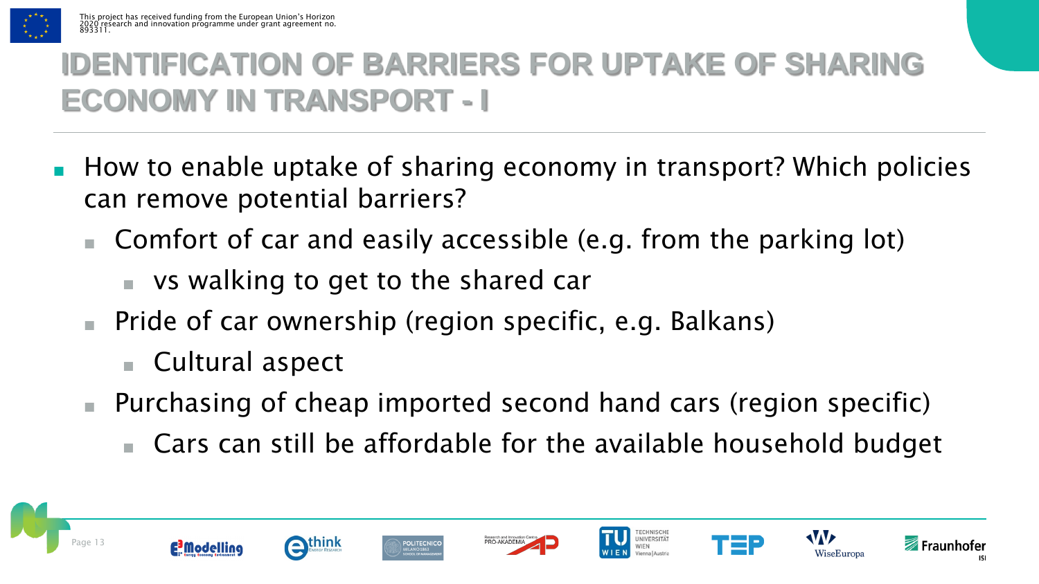# IDENTIFICATION OF BARRIERS FOR UPTAKE OF SHARING ECONOMY IN TRANSPORT - I

- How to enable uptake of sharing economy in transport? Which policies can remove potential barriers?
  - Comfort of car and easily accessible (e.g. from the parking lot)
    - vs walking to get to the shared car
  - Pride of car ownership (region specific, e.g. Balkans)
    - Cultural aspect
  - Purchasing of cheap imported second hand cars (region specific)
    - Cars can still be affordable for the available household budget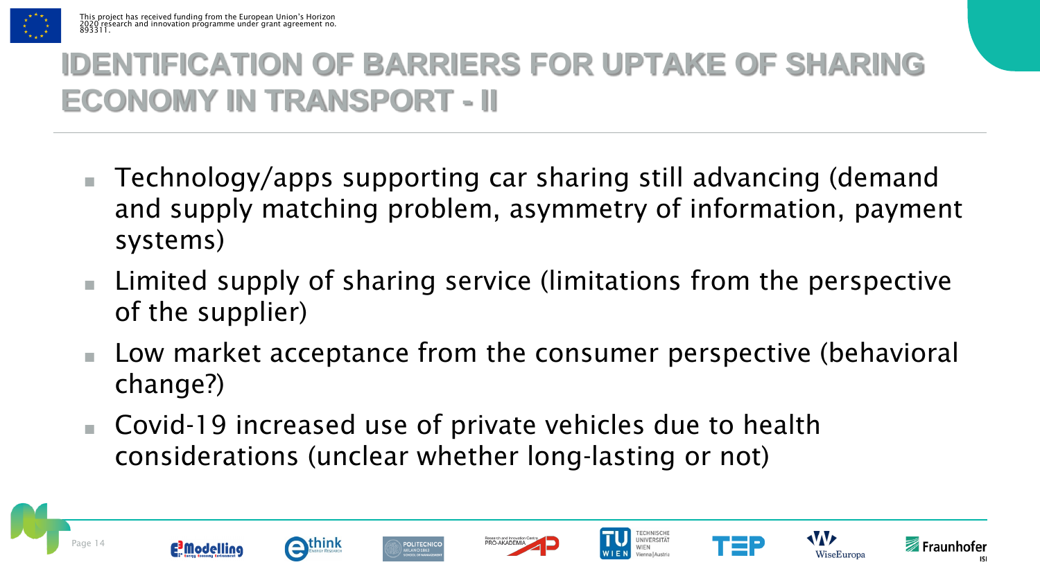# IDENTIFICATION OF BARRIERS FOR UPTAKE OF SHARING ECONOMY IN TRANSPORT - II

- Technology/apps supporting car sharing still advancing (demand and supply matching problem, asymmetry of information, payment systems)
- Limited supply of sharing service (limitations from the perspective of the supplier)
- Low market acceptance from the consumer perspective (behavioral change?)
- Covid-19 increased use of private vehicles due to health considerations (unclear whether long-lasting or not)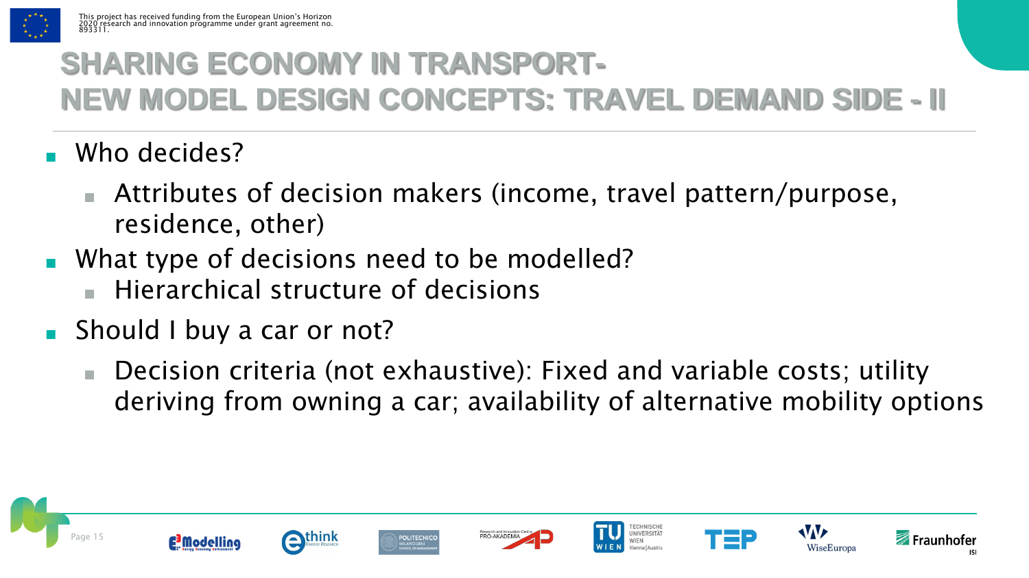# SHARING ECONOMY IN TRANSPORT- NEW MODEL DESIGN CONCEPTS: TRAVEL DEMAND SIDE - II

- Who decides?
  - Attributes of decision makers (income, travel pattern/purpose, residence, other)
- What type of decisions need to be modelled?
  - Hierarchical structure of decisions
- Should I buy a car or not?
  - Decision criteria (not exhaustive): Fixed and variable costs; utility deriving from owning a car; availability of alternative mobility options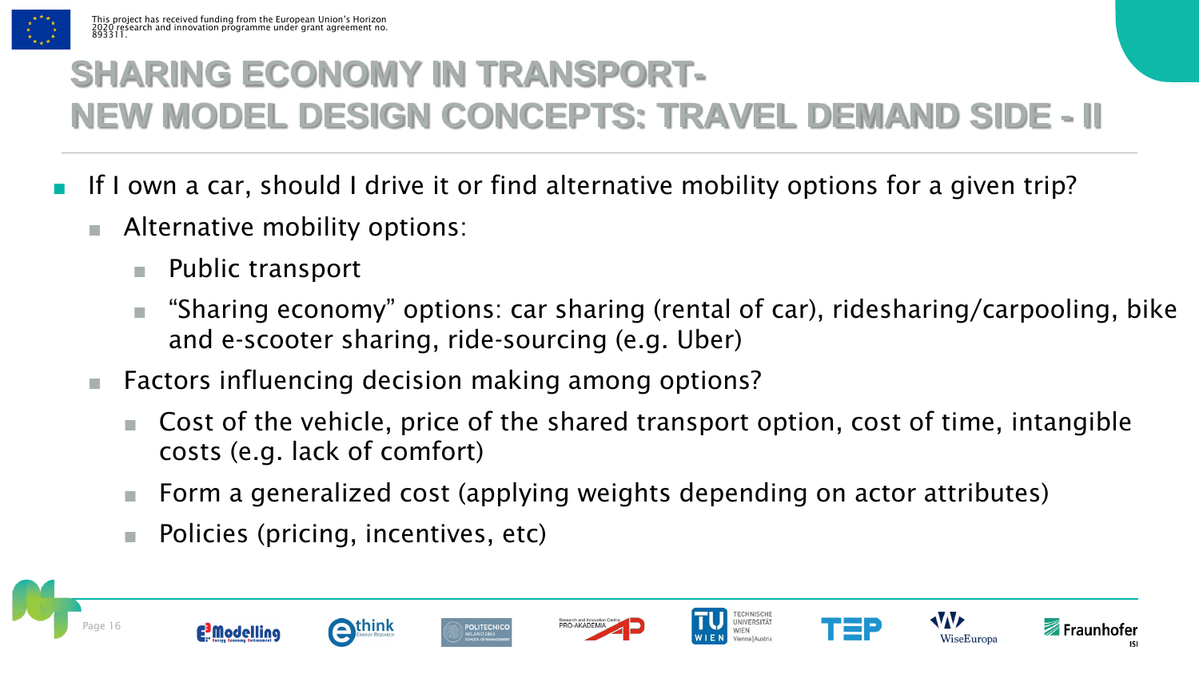# SHARING ECONOMY IN TRANSPORT- NEW MODEL DESIGN CONCEPTS: TRAVEL DEMAND SIDE - II

- If I own a car, should I drive it or find alternative mobility options for a given trip?
  - Alternative mobility options:
    - Public transport
    - "Sharing economy" options: car sharing (rental of car), ridesharing/carpooling, bike and e-scooter sharing, ride-sourcing (e.g. Uber)
  - Factors influencing decision making among options?
    - Cost of the vehicle, price of the shared transport option, cost of time, intangible costs (e.g. lack of comfort)
    - Form a generalized cost (applying weights depending on actor attributes)
    - Policies (pricing, incentives, etc)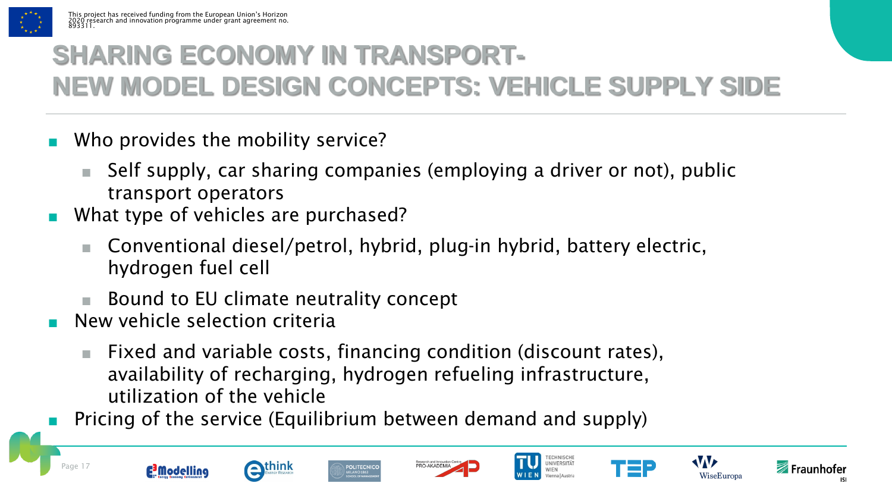# SHARING ECONOMY IN TRANSPORT- NEW MODEL DESIGN CONCEPTS: VEHICLE SUPPLY SIDE

- Who provides the mobility service?
  - Self supply, car sharing companies (employing a driver or not), public transport operators
- What type of vehicles are purchased?
  - Conventional diesel/petrol, hybrid, plug-in hybrid, battery electric, hydrogen fuel cell
  - Bound to EU climate neutrality concept
- New vehicle selection criteria
  - Fixed and variable costs, financing condition (discount rates), availability of recharging, hydrogen refueling infrastructure, utilization of the vehicle
- Pricing of the service (Equilibrium between demand and supply)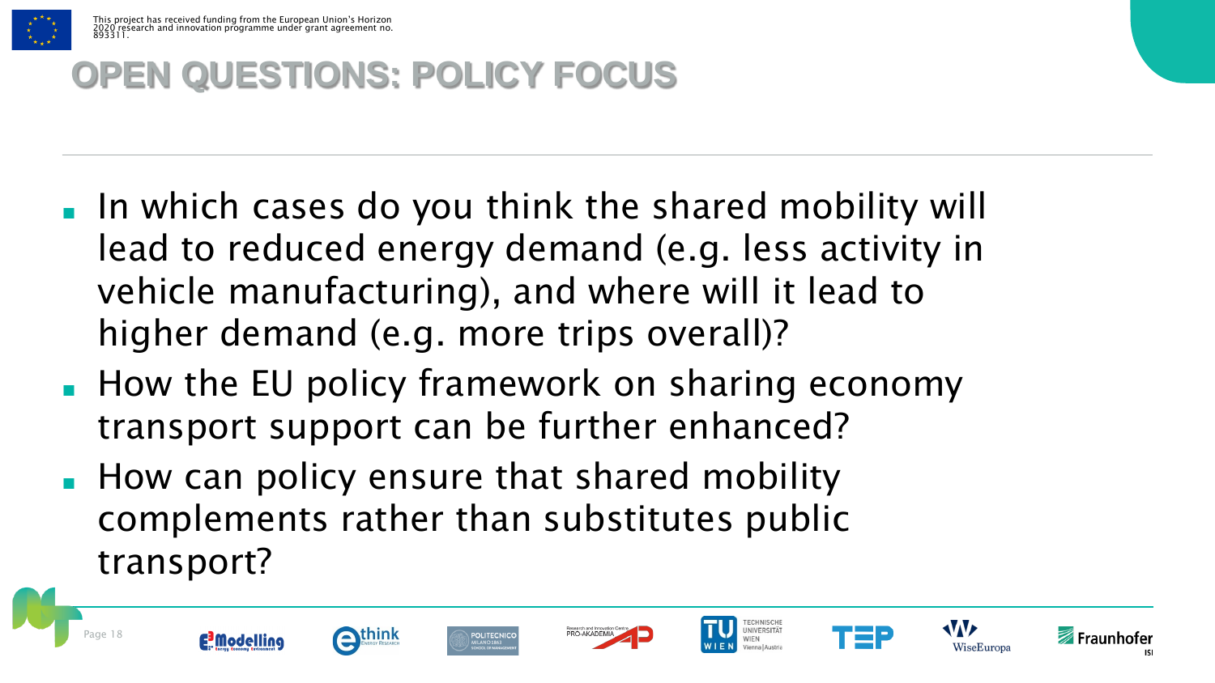# OPEN QUESTIONS: POLICY FOCUS

- In which cases do you think the shared mobility will lead to reduced energy demand (e.g. less activity in vehicle manufacturing), and where will it lead to higher demand (e.g. more trips overall)?
- How the EU policy framework on sharing economy transport support can be further enhanced?
- How can policy ensure that shared mobility complements rather than substitutes public transport?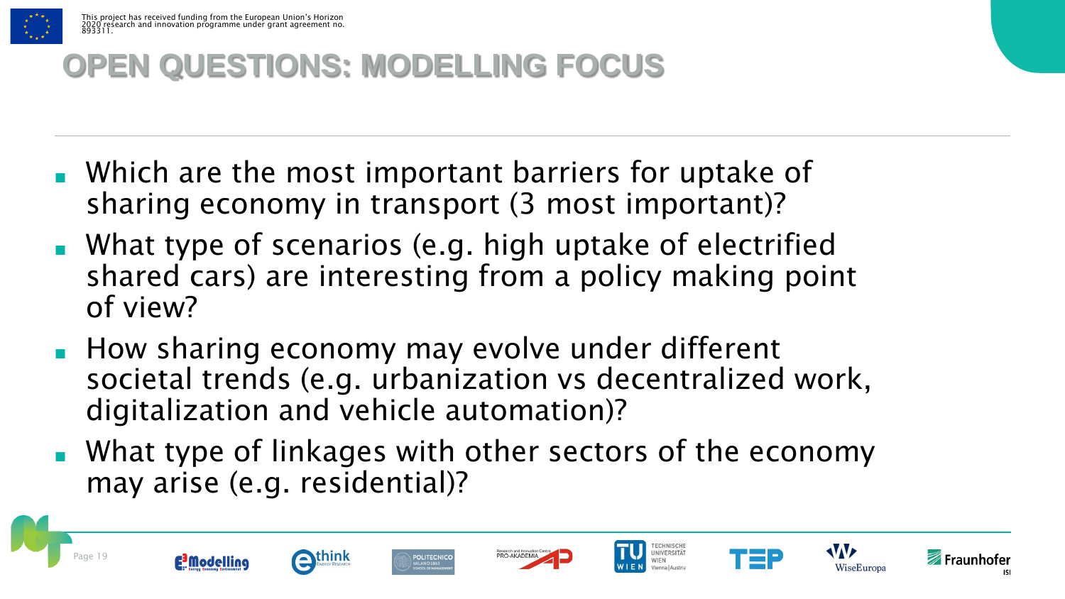# OPEN QUESTIONS: MODELLING FOCUS

- Which are the most important barriers for uptake of sharing economy in transport (3 most important)?
- What type of scenarios (e.g. high uptake of electrified shared cars) are interesting from a policy making point of view?
- How sharing economy may evolve under different societal trends (e.g. urbanization vs decentralized work, digitalization and vehicle automation)?
- What type of linkages with other sectors of the economy may arise (e.g. residential)?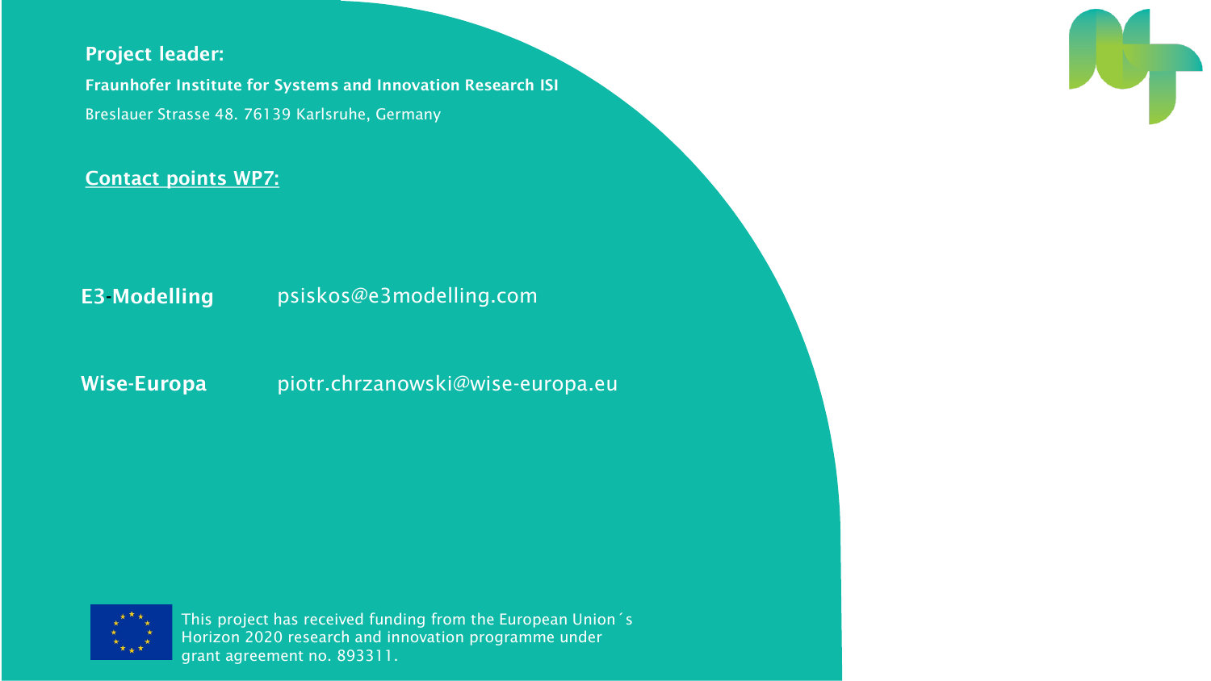**Project leader:**

**Fraunhofer Institute for Systems and Innovation Research ISI**

Breslauer Strasse 48. 76139 Karlsruhe, Germany

**Contact points WP7:**

**E3-Modelling** psiskos@e3modelling.com

**Wise-Europa** piotr.chrzanowski@wise-europa.eu

This project has received funding from the European Union´s Horizon 2020 research and innovation programme under grant agreement no. 893311.